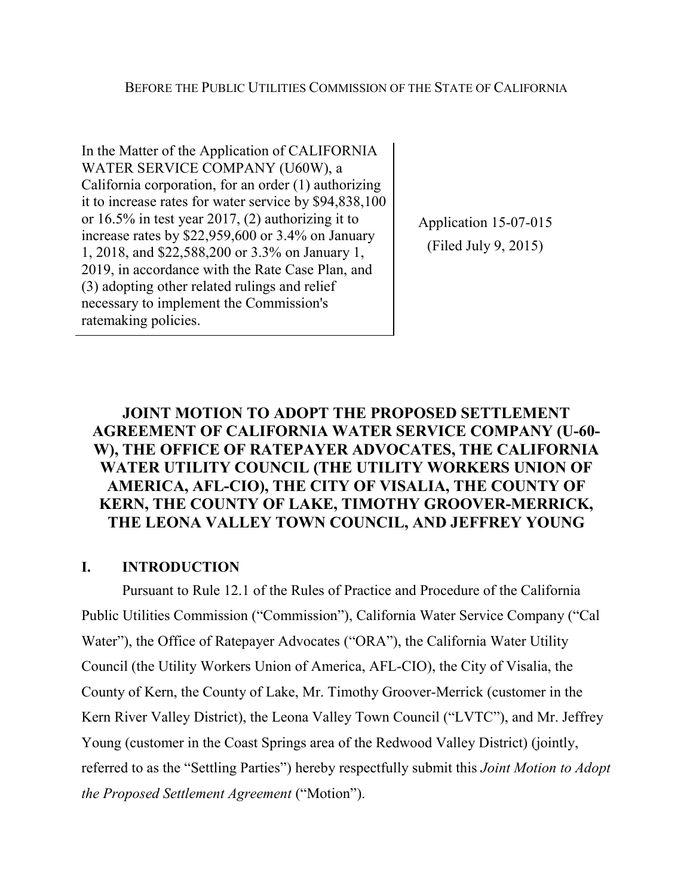BEFORE THE PUBLIC UTILITIES COMMISSION OF THE STATE OF CALIFORNIA

| In the Matter of the Application of CALIFORNIA WATER SERVICE COMPANY (U60W), a California corporation, for an order (1) authorizing it to increase rates for water service by $94,838,100 or 16.5% in test year 2017, (2) authorizing it to increase rates by $22,959,600 or 3.4% on January 1, 2018, and $22,588,200 or 3.3% on January 1, 2019, in accordance with the Rate Case Plan, and (3) adopting other related rulings and relief necessary to implement the Commission's ratemaking policies. | Application 15-07-015 (Filed July 9, 2015) |
|---|---|

# JOINT MOTION TO ADOPT THE PROPOSED SETTLEMENT AGREEMENT OF CALIFORNIA WATER SERVICE COMPANY (U-60-W), THE OFFICE OF RATEPAYER ADVOCATES, THE CALIFORNIA WATER UTILITY COUNCIL (THE UTILITY WORKERS UNION OF AMERICA, AFL-CIO), THE CITY OF VISALIA, THE COUNTY OF KERN, THE COUNTY OF LAKE, TIMOTHY GROOVER-MERRICK, THE LEONA VALLEY TOWN COUNCIL, AND JEFFREY YOUNG

## I. INTRODUCTION

Pursuant to Rule 12.1 of the Rules of Practice and Procedure of the California Public Utilities Commission ("Commission"), California Water Service Company ("Cal Water"), the Office of Ratepayer Advocates ("ORA"), the California Water Utility Council (the Utility Workers Union of America, AFL-CIO), the City of Visalia, the County of Kern, the County of Lake, Mr. Timothy Groover-Merrick (customer in the Kern River Valley District), the Leona Valley Town Council ("LVTC"), and Mr. Jeffrey Young (customer in the Coast Springs area of the Redwood Valley District) (jointly, referred to as the "Settling Parties") hereby respectfully submit this *Joint Motion to Adopt the Proposed Settlement Agreement* ("Motion").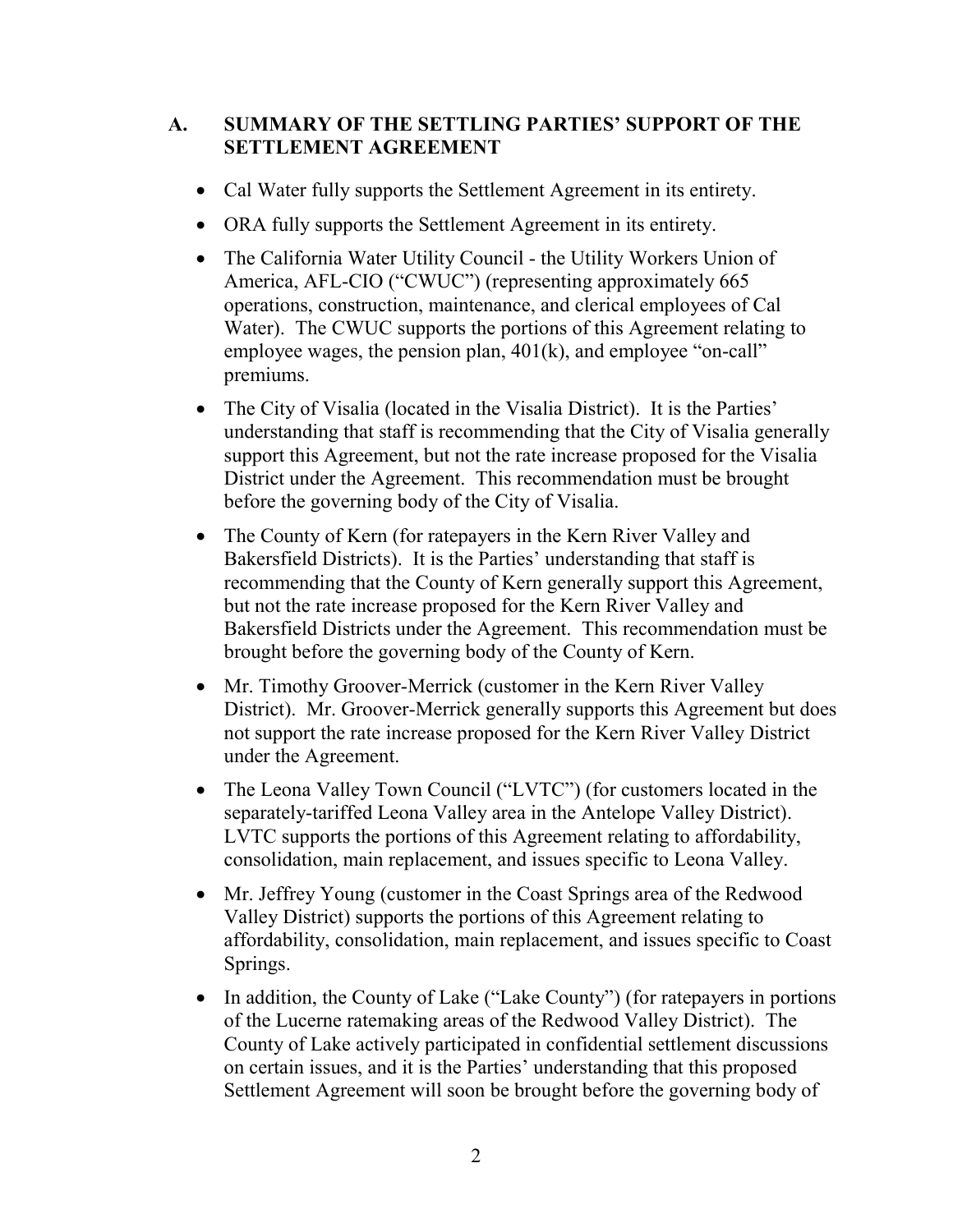## A. SUMMARY OF THE SETTLING PARTIES' SUPPORT OF THE SETTLEMENT AGREEMENT

- Cal Water fully supports the Settlement Agreement in its entirety.
- ORA fully supports the Settlement Agreement in its entirety.
- The California Water Utility Council - the Utility Workers Union of America, AFL-CIO ("CWUC") (representing approximately 665 operations, construction, maintenance, and clerical employees of Cal Water). The CWUC supports the portions of this Agreement relating to employee wages, the pension plan, 401(k), and employee "on-call" premiums.
- The City of Visalia (located in the Visalia District). It is the Parties' understanding that staff is recommending that the City of Visalia generally support this Agreement, but not the rate increase proposed for the Visalia District under the Agreement. This recommendation must be brought before the governing body of the City of Visalia.
- The County of Kern (for ratepayers in the Kern River Valley and Bakersfield Districts). It is the Parties' understanding that staff is recommending that the County of Kern generally support this Agreement, but not the rate increase proposed for the Kern River Valley and Bakersfield Districts under the Agreement. This recommendation must be brought before the governing body of the County of Kern.
- Mr. Timothy Groover-Merrick (customer in the Kern River Valley District). Mr. Groover-Merrick generally supports this Agreement but does not support the rate increase proposed for the Kern River Valley District under the Agreement.
- The Leona Valley Town Council ("LVTC") (for customers located in the separately-tariffed Leona Valley area in the Antelope Valley District). LVTC supports the portions of this Agreement relating to affordability, consolidation, main replacement, and issues specific to Leona Valley.
- Mr. Jeffrey Young (customer in the Coast Springs area of the Redwood Valley District) supports the portions of this Agreement relating to affordability, consolidation, main replacement, and issues specific to Coast Springs.
- In addition, the County of Lake ("Lake County") (for ratepayers in portions of the Lucerne ratemaking areas of the Redwood Valley District). The County of Lake actively participated in confidential settlement discussions on certain issues, and it is the Parties' understanding that this proposed Settlement Agreement will soon be brought before the governing body of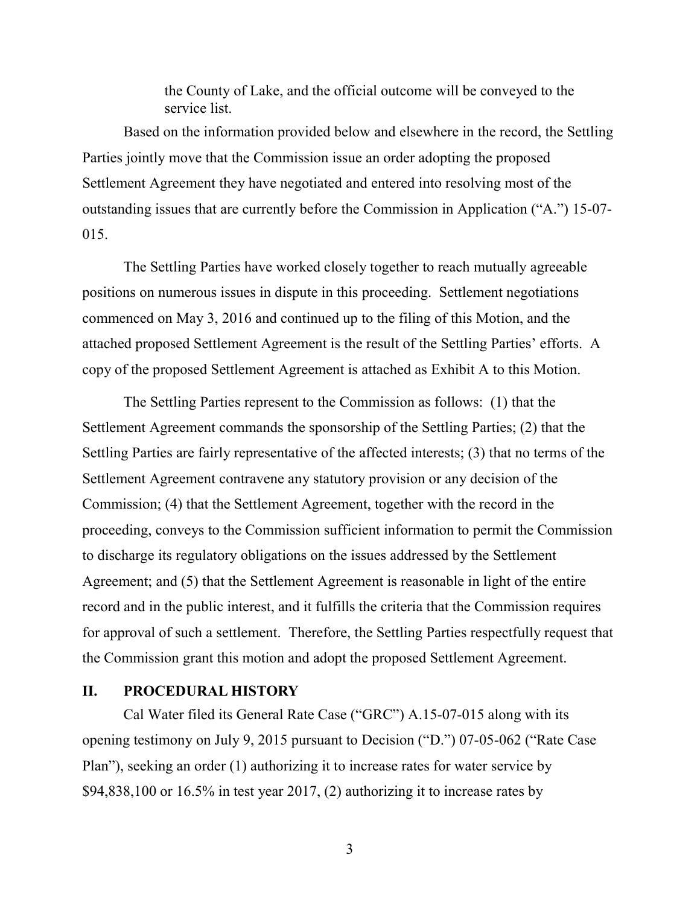the County of Lake, and the official outcome will be conveyed to the service list.

Based on the information provided below and elsewhere in the record, the Settling Parties jointly move that the Commission issue an order adopting the proposed Settlement Agreement they have negotiated and entered into resolving most of the outstanding issues that are currently before the Commission in Application ("A.") 15-07-015.

The Settling Parties have worked closely together to reach mutually agreeable positions on numerous issues in dispute in this proceeding. Settlement negotiations commenced on May 3, 2016 and continued up to the filing of this Motion, and the attached proposed Settlement Agreement is the result of the Settling Parties' efforts. A copy of the proposed Settlement Agreement is attached as Exhibit A to this Motion.

The Settling Parties represent to the Commission as follows: (1) that the Settlement Agreement commands the sponsorship of the Settling Parties; (2) that the Settling Parties are fairly representative of the affected interests; (3) that no terms of the Settlement Agreement contravene any statutory provision or any decision of the Commission; (4) that the Settlement Agreement, together with the record in the proceeding, conveys to the Commission sufficient information to permit the Commission to discharge its regulatory obligations on the issues addressed by the Settlement Agreement; and (5) that the Settlement Agreement is reasonable in light of the entire record and in the public interest, and it fulfills the criteria that the Commission requires for approval of such a settlement. Therefore, the Settling Parties respectfully request that the Commission grant this motion and adopt the proposed Settlement Agreement.

## II. PROCEDURAL HISTORY

Cal Water filed its General Rate Case ("GRC") A.15-07-015 along with its opening testimony on July 9, 2015 pursuant to Decision ("D.") 07-05-062 ("Rate Case Plan"), seeking an order (1) authorizing it to increase rates for water service by $94,838,100 or 16.5% in test year 2017, (2) authorizing it to increase rates by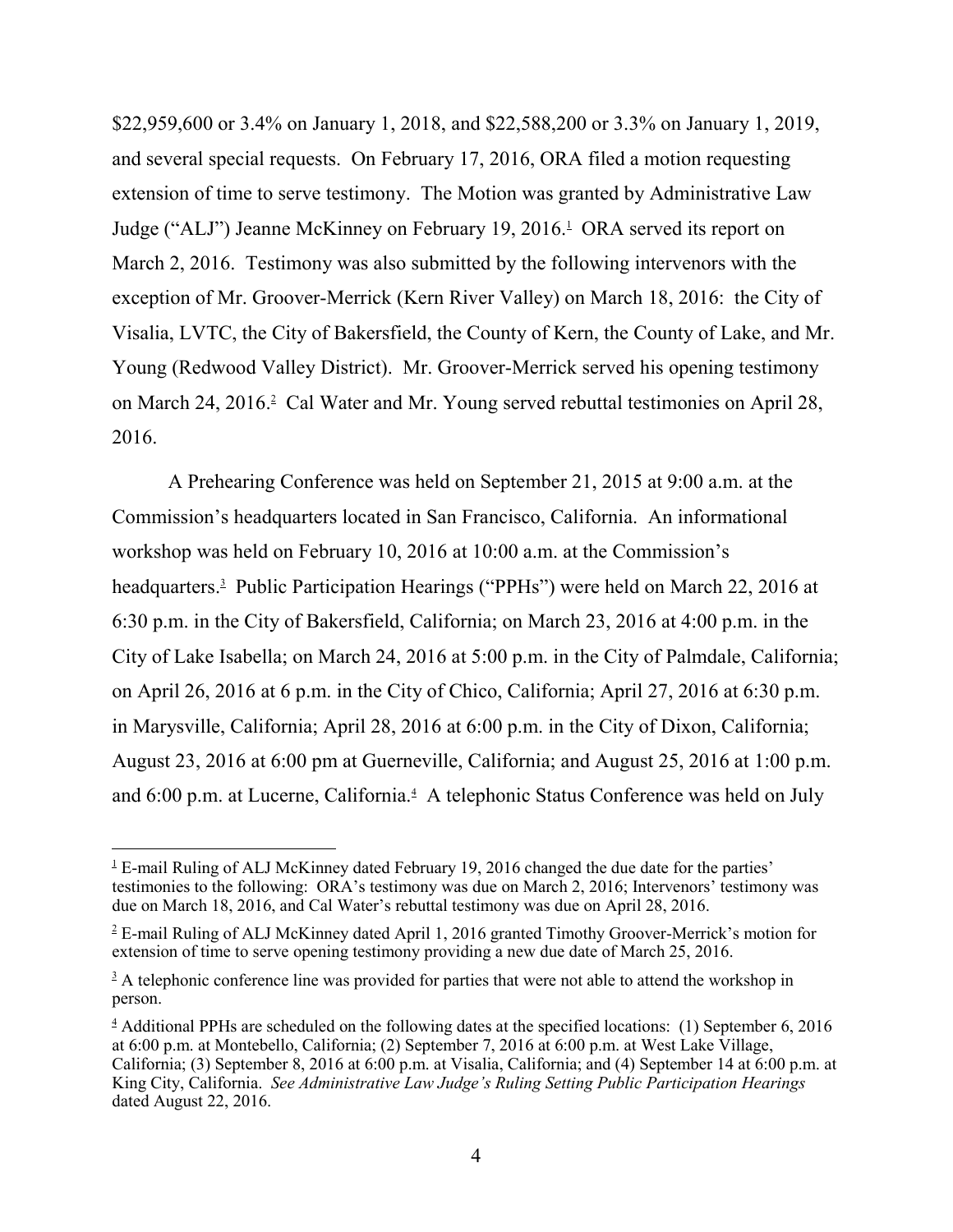$22,959,600 or 3.4% on January 1, 2018, and $22,588,200 or 3.3% on January 1, 2019, and several special requests. On February 17, 2016, ORA filed a motion requesting extension of time to serve testimony. The Motion was granted by Administrative Law Judge ("ALJ") Jeanne McKinney on February 19, 2016.[1] ORA served its report on March 2, 2016. Testimony was also submitted by the following intervenors with the exception of Mr. Groover-Merrick (Kern River Valley) on March 18, 2016: the City of Visalia, LVTC, the City of Bakersfield, the County of Kern, the County of Lake, and Mr. Young (Redwood Valley District). Mr. Groover-Merrick served his opening testimony on March 24, 2016.[2] Cal Water and Mr. Young served rebuttal testimonies on April 28, 2016.

A Prehearing Conference was held on September 21, 2015 at 9:00 a.m. at the Commission's headquarters located in San Francisco, California. An informational workshop was held on February 10, 2016 at 10:00 a.m. at the Commission's headquarters.[3] Public Participation Hearings ("PPHs") were held on March 22, 2016 at 6:30 p.m. in the City of Bakersfield, California; on March 23, 2016 at 4:00 p.m. in the City of Lake Isabella; on March 24, 2016 at 5:00 p.m. in the City of Palmdale, California; on April 26, 2016 at 6 p.m. in the City of Chico, California; April 27, 2016 at 6:30 p.m. in Marysville, California; April 28, 2016 at 6:00 p.m. in the City of Dixon, California; August 23, 2016 at 6:00 pm at Guerneville, California; and August 25, 2016 at 1:00 p.m. and 6:00 p.m. at Lucerne, California.[4] A telephonic Status Conference was held on July

---

[1] E-mail Ruling of ALJ McKinney dated February 19, 2016 changed the due date for the parties' testimonies to the following: ORA's testimony was due on March 2, 2016; Intervenors' testimony was due on March 18, 2016, and Cal Water's rebuttal testimony was due on April 28, 2016.

[2] E-mail Ruling of ALJ McKinney dated April 1, 2016 granted Timothy Groover-Merrick's motion for extension of time to serve opening testimony providing a new due date of March 25, 2016.

[3] A telephonic conference line was provided for parties that were not able to attend the workshop in person.

[4] Additional PPHs are scheduled on the following dates at the specified locations: (1) September 6, 2016 at 6:00 p.m. at Montebello, California; (2) September 7, 2016 at 6:00 p.m. at West Lake Village, California; (3) September 8, 2016 at 6:00 p.m. at Visalia, California; and (4) September 14 at 6:00 p.m. at King City, California. *See Administrative Law Judge's Ruling Setting Public Participation Hearings* dated August 22, 2016.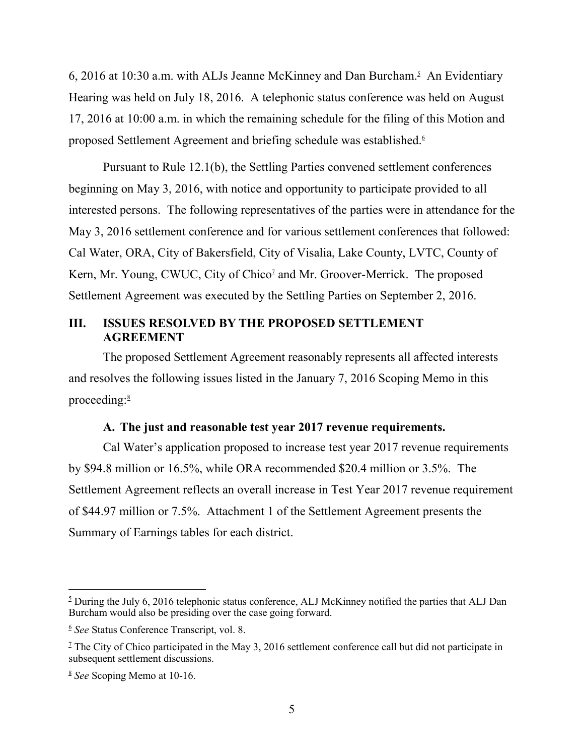6, 2016 at 10:30 a.m. with ALJs Jeanne McKinney and Dan Burcham.[5] An Evidentiary Hearing was held on July 18, 2016. A telephonic status conference was held on August 17, 2016 at 10:00 a.m. in which the remaining schedule for the filing of this Motion and proposed Settlement Agreement and briefing schedule was established.[6]

Pursuant to Rule 12.1(b), the Settling Parties convened settlement conferences beginning on May 3, 2016, with notice and opportunity to participate provided to all interested persons. The following representatives of the parties were in attendance for the May 3, 2016 settlement conference and for various settlement conferences that followed: Cal Water, ORA, City of Bakersfield, City of Visalia, Lake County, LVTC, County of Kern, Mr. Young, CWUC, City of Chico[7] and Mr. Groover-Merrick. The proposed Settlement Agreement was executed by the Settling Parties on September 2, 2016.

## III. ISSUES RESOLVED BY THE PROPOSED SETTLEMENT AGREEMENT

The proposed Settlement Agreement reasonably represents all affected interests and resolves the following issues listed in the January 7, 2016 Scoping Memo in this proceeding:[8]

### A. The just and reasonable test year 2017 revenue requirements.

Cal Water's application proposed to increase test year 2017 revenue requirements by $94.8 million or 16.5%, while ORA recommended $20.4 million or 3.5%. The Settlement Agreement reflects an overall increase in Test Year 2017 revenue requirement of $44.97 million or 7.5%. Attachment 1 of the Settlement Agreement presents the Summary of Earnings tables for each district.

---

[5] During the July 6, 2016 telephonic status conference, ALJ McKinney notified the parties that ALJ Dan Burcham would also be presiding over the case going forward.

[6] *See* Status Conference Transcript, vol. 8.

[7] The City of Chico participated in the May 3, 2016 settlement conference call but did not participate in subsequent settlement discussions.

[8] *See* Scoping Memo at 10-16.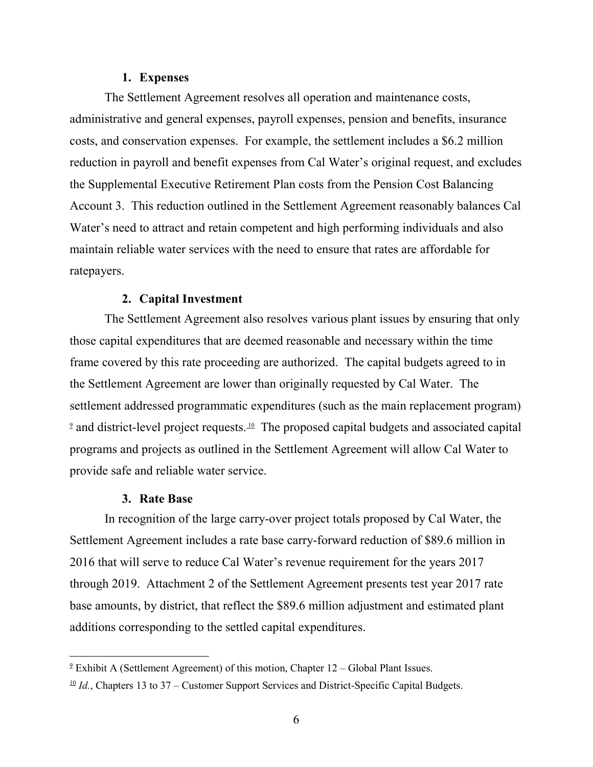### 1. Expenses

The Settlement Agreement resolves all operation and maintenance costs, administrative and general expenses, payroll expenses, pension and benefits, insurance costs, and conservation expenses. For example, the settlement includes a $6.2 million reduction in payroll and benefit expenses from Cal Water's original request, and excludes the Supplemental Executive Retirement Plan costs from the Pension Cost Balancing Account 3. This reduction outlined in the Settlement Agreement reasonably balances Cal Water's need to attract and retain competent and high performing individuals and also maintain reliable water services with the need to ensure that rates are affordable for ratepayers.

### 2. Capital Investment

The Settlement Agreement also resolves various plant issues by ensuring that only those capital expenditures that are deemed reasonable and necessary within the time frame covered by this rate proceeding are authorized. The capital budgets agreed to in the Settlement Agreement are lower than originally requested by Cal Water. The settlement addressed programmatic expenditures (such as the main replacement program) [9] and district-level project requests.[10] The proposed capital budgets and associated capital programs and projects as outlined in the Settlement Agreement will allow Cal Water to provide safe and reliable water service.

### 3. Rate Base

In recognition of the large carry-over project totals proposed by Cal Water, the Settlement Agreement includes a rate base carry-forward reduction of $89.6 million in 2016 that will serve to reduce Cal Water's revenue requirement for the years 2017 through 2019. Attachment 2 of the Settlement Agreement presents test year 2017 rate base amounts, by district, that reflect the $89.6 million adjustment and estimated plant additions corresponding to the settled capital expenditures.

---

[9] Exhibit A (Settlement Agreement) of this motion, Chapter 12 – Global Plant Issues.

[10] *Id.*, Chapters 13 to 37 – Customer Support Services and District-Specific Capital Budgets.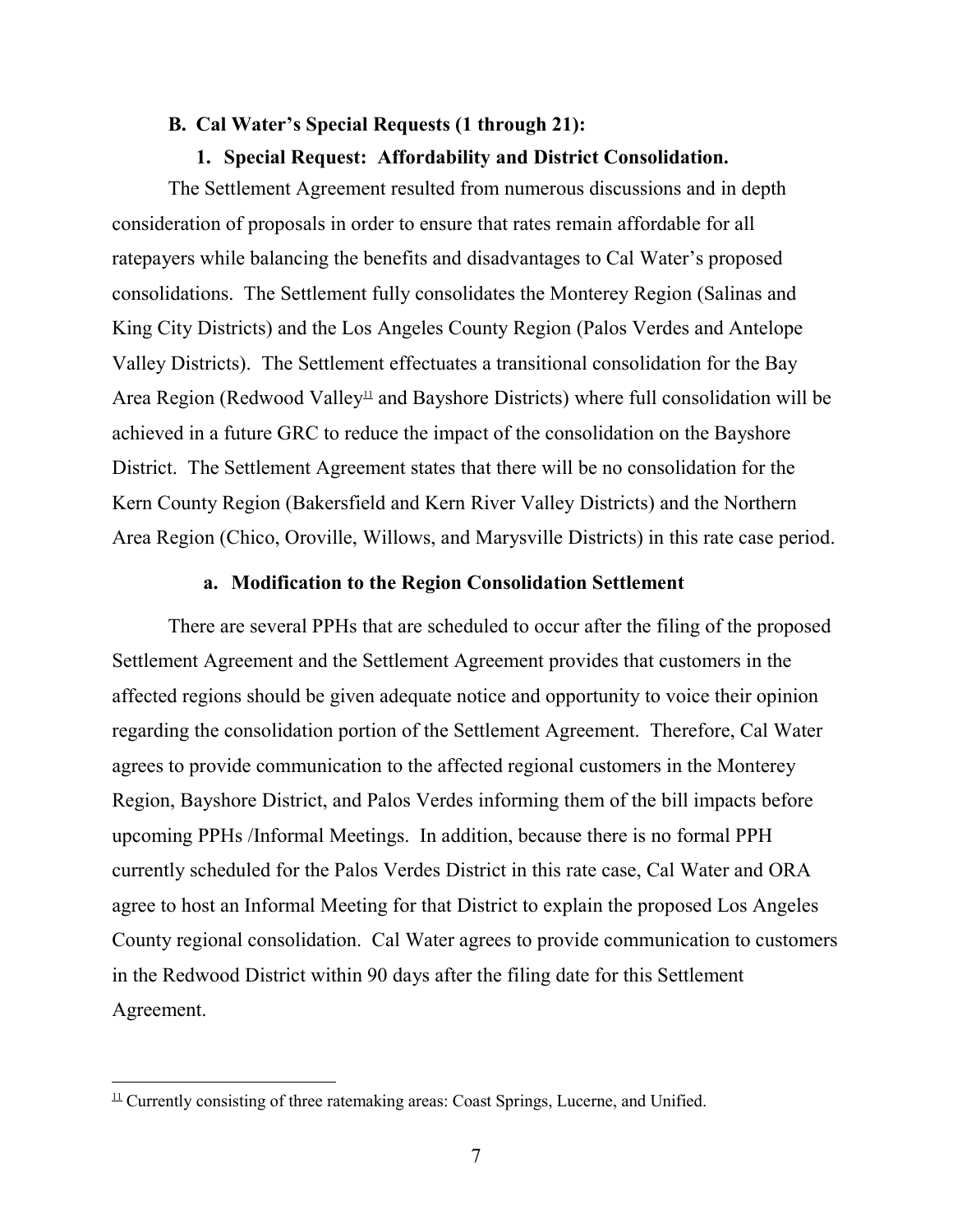### B. Cal Water's Special Requests (1 through 21):

#### 1. Special Request: Affordability and District Consolidation.

The Settlement Agreement resulted from numerous discussions and in depth consideration of proposals in order to ensure that rates remain affordable for all ratepayers while balancing the benefits and disadvantages to Cal Water's proposed consolidations. The Settlement fully consolidates the Monterey Region (Salinas and King City Districts) and the Los Angeles County Region (Palos Verdes and Antelope Valley Districts). The Settlement effectuates a transitional consolidation for the Bay Area Region (Redwood Valley[11] and Bayshore Districts) where full consolidation will be achieved in a future GRC to reduce the impact of the consolidation on the Bayshore District. The Settlement Agreement states that there will be no consolidation for the Kern County Region (Bakersfield and Kern River Valley Districts) and the Northern Area Region (Chico, Oroville, Willows, and Marysville Districts) in this rate case period.

##### a. Modification to the Region Consolidation Settlement

There are several PPHs that are scheduled to occur after the filing of the proposed Settlement Agreement and the Settlement Agreement provides that customers in the affected regions should be given adequate notice and opportunity to voice their opinion regarding the consolidation portion of the Settlement Agreement. Therefore, Cal Water agrees to provide communication to the affected regional customers in the Monterey Region, Bayshore District, and Palos Verdes informing them of the bill impacts before upcoming PPHs /Informal Meetings. In addition, because there is no formal PPH currently scheduled for the Palos Verdes District in this rate case, Cal Water and ORA agree to host an Informal Meeting for that District to explain the proposed Los Angeles County regional consolidation. Cal Water agrees to provide communication to customers in the Redwood District within 90 days after the filing date for this Settlement Agreement.

[11] Currently consisting of three ratemaking areas: Coast Springs, Lucerne, and Unified.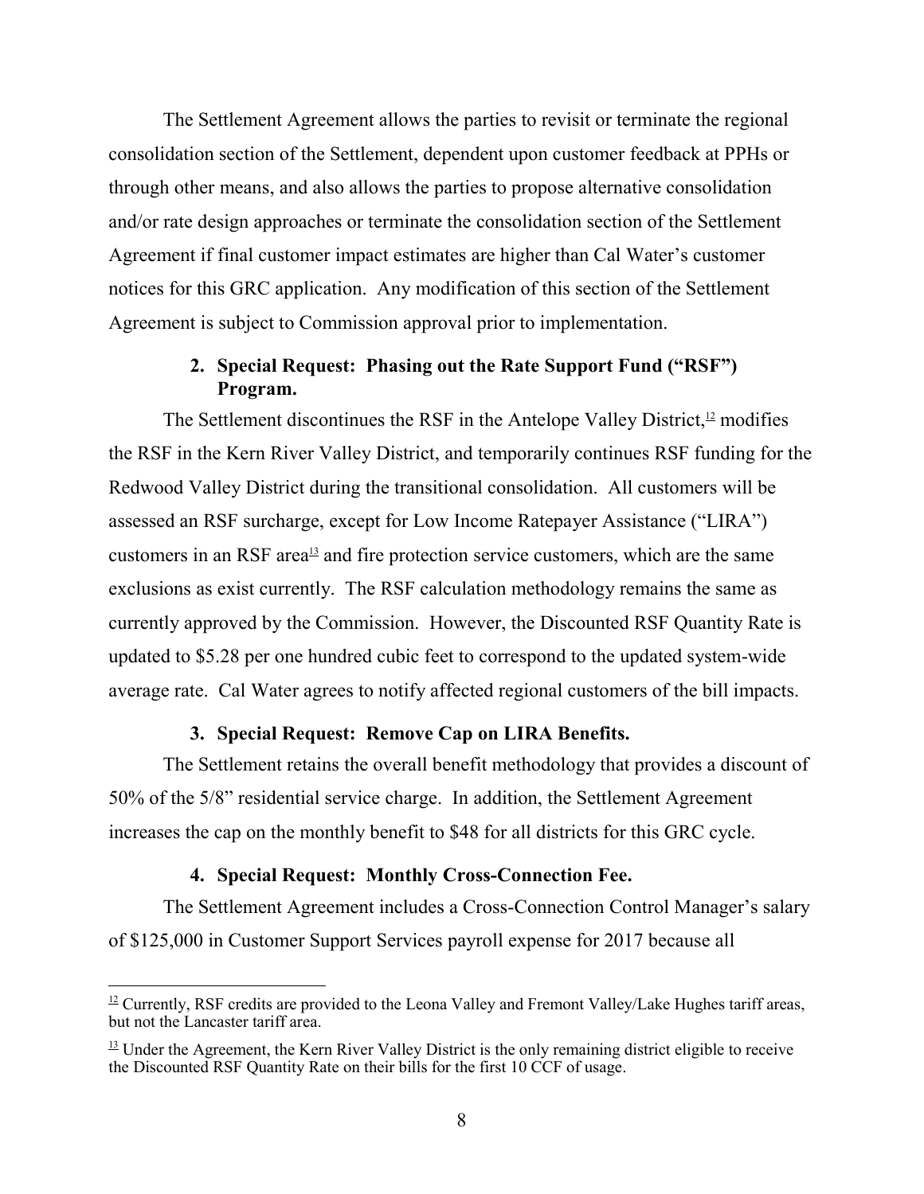The Settlement Agreement allows the parties to revisit or terminate the regional consolidation section of the Settlement, dependent upon customer feedback at PPHs or through other means, and also allows the parties to propose alternative consolidation and/or rate design approaches or terminate the consolidation section of the Settlement Agreement if final customer impact estimates are higher than Cal Water's customer notices for this GRC application. Any modification of this section of the Settlement Agreement is subject to Commission approval prior to implementation.

### 2. Special Request: Phasing out the Rate Support Fund ("RSF") Program.

The Settlement discontinues the RSF in the Antelope Valley District,[12] modifies the RSF in the Kern River Valley District, and temporarily continues RSF funding for the Redwood Valley District during the transitional consolidation. All customers will be assessed an RSF surcharge, except for Low Income Ratepayer Assistance ("LIRA") customers in an RSF area[13] and fire protection service customers, which are the same exclusions as exist currently. The RSF calculation methodology remains the same as currently approved by the Commission. However, the Discounted RSF Quantity Rate is updated to $5.28 per one hundred cubic feet to correspond to the updated system-wide average rate. Cal Water agrees to notify affected regional customers of the bill impacts.

### 3. Special Request: Remove Cap on LIRA Benefits.

The Settlement retains the overall benefit methodology that provides a discount of 50% of the 5/8" residential service charge. In addition, the Settlement Agreement increases the cap on the monthly benefit to $48 for all districts for this GRC cycle.

### 4. Special Request: Monthly Cross-Connection Fee.

The Settlement Agreement includes a Cross-Connection Control Manager's salary of $125,000 in Customer Support Services payroll expense for 2017 because all

---

[12] Currently, RSF credits are provided to the Leona Valley and Fremont Valley/Lake Hughes tariff areas, but not the Lancaster tariff area.

[13] Under the Agreement, the Kern River Valley District is the only remaining district eligible to receive the Discounted RSF Quantity Rate on their bills for the first 10 CCF of usage.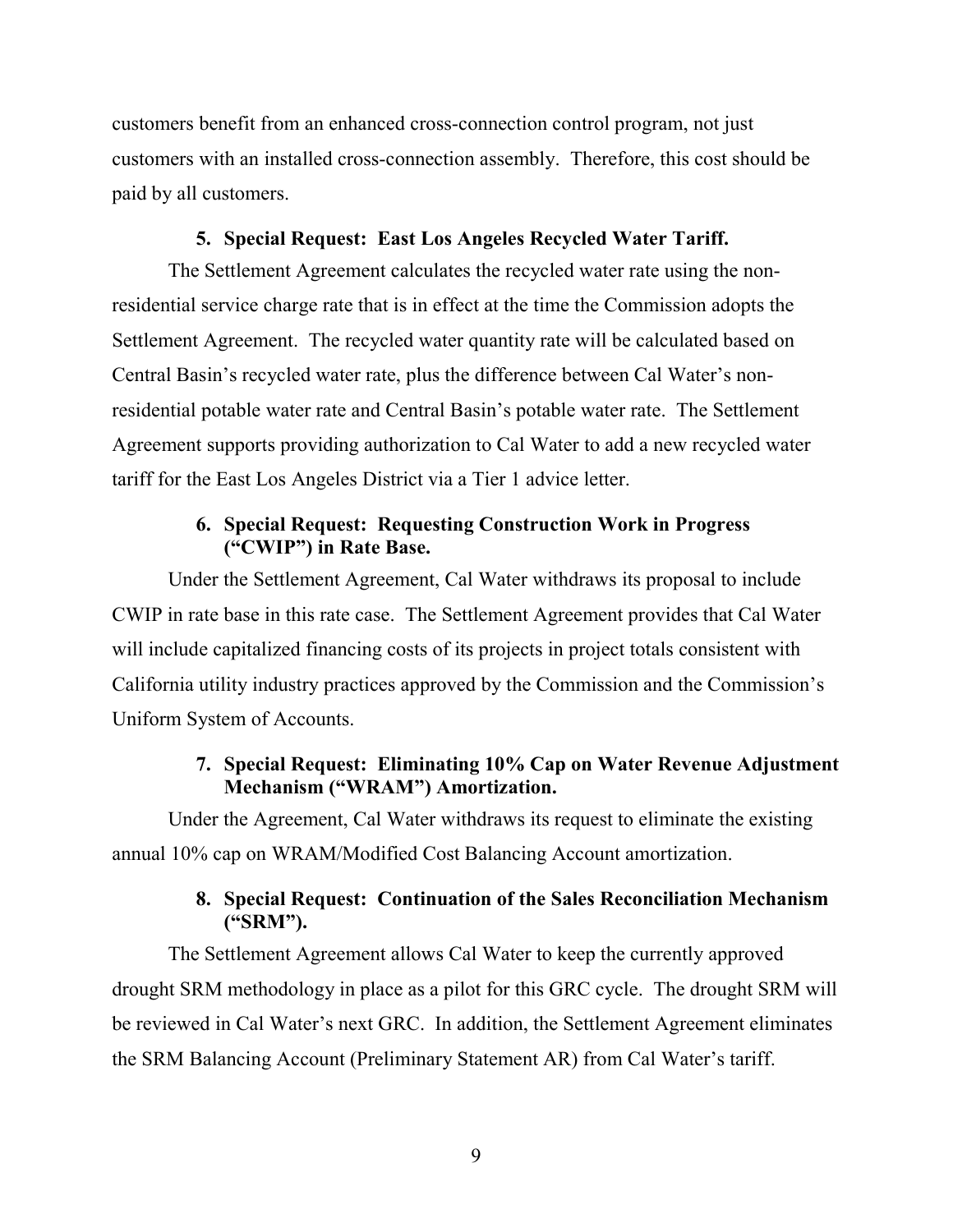customers benefit from an enhanced cross-connection control program, not just customers with an installed cross-connection assembly. Therefore, this cost should be paid by all customers.

### 5. Special Request: East Los Angeles Recycled Water Tariff.

The Settlement Agreement calculates the recycled water rate using the non-residential service charge rate that is in effect at the time the Commission adopts the Settlement Agreement. The recycled water quantity rate will be calculated based on Central Basin's recycled water rate, plus the difference between Cal Water's non-residential potable water rate and Central Basin's potable water rate. The Settlement Agreement supports providing authorization to Cal Water to add a new recycled water tariff for the East Los Angeles District via a Tier 1 advice letter.

### 6. Special Request: Requesting Construction Work in Progress ("CWIP") in Rate Base.

Under the Settlement Agreement, Cal Water withdraws its proposal to include CWIP in rate base in this rate case. The Settlement Agreement provides that Cal Water will include capitalized financing costs of its projects in project totals consistent with California utility industry practices approved by the Commission and the Commission's Uniform System of Accounts.

### 7. Special Request: Eliminating 10% Cap on Water Revenue Adjustment Mechanism ("WRAM") Amortization.

Under the Agreement, Cal Water withdraws its request to eliminate the existing annual 10% cap on WRAM/Modified Cost Balancing Account amortization.

### 8. Special Request: Continuation of the Sales Reconciliation Mechanism ("SRM").

The Settlement Agreement allows Cal Water to keep the currently approved drought SRM methodology in place as a pilot for this GRC cycle. The drought SRM will be reviewed in Cal Water's next GRC. In addition, the Settlement Agreement eliminates the SRM Balancing Account (Preliminary Statement AR) from Cal Water's tariff.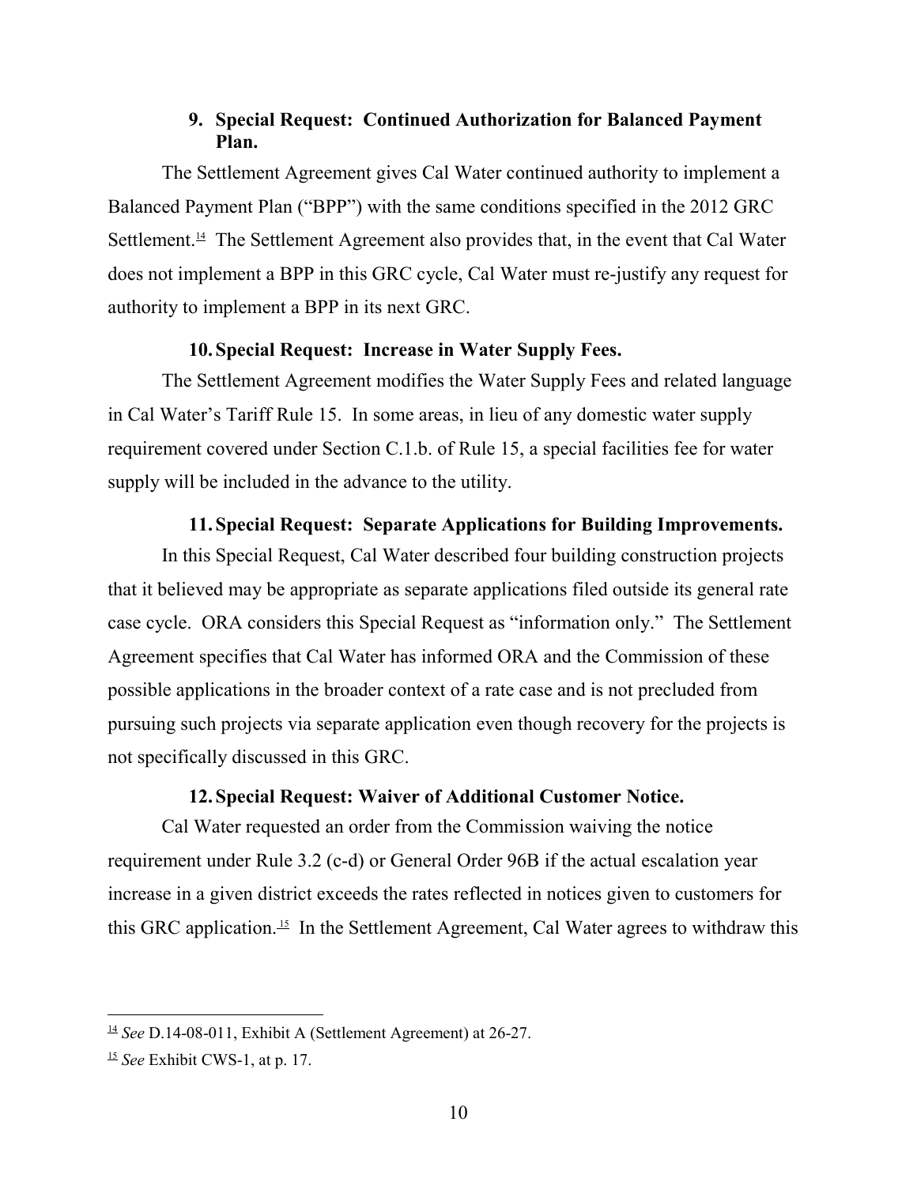### 9. Special Request: Continued Authorization for Balanced Payment Plan.

The Settlement Agreement gives Cal Water continued authority to implement a Balanced Payment Plan ("BPP") with the same conditions specified in the 2012 GRC Settlement.[14] The Settlement Agreement also provides that, in the event that Cal Water does not implement a BPP in this GRC cycle, Cal Water must re-justify any request for authority to implement a BPP in its next GRC.

### 10. Special Request: Increase in Water Supply Fees.

The Settlement Agreement modifies the Water Supply Fees and related language in Cal Water's Tariff Rule 15. In some areas, in lieu of any domestic water supply requirement covered under Section C.1.b. of Rule 15, a special facilities fee for water supply will be included in the advance to the utility.

### 11. Special Request: Separate Applications for Building Improvements.

In this Special Request, Cal Water described four building construction projects that it believed may be appropriate as separate applications filed outside its general rate case cycle. ORA considers this Special Request as "information only." The Settlement Agreement specifies that Cal Water has informed ORA and the Commission of these possible applications in the broader context of a rate case and is not precluded from pursuing such projects via separate application even though recovery for the projects is not specifically discussed in this GRC.

### 12. Special Request: Waiver of Additional Customer Notice.

Cal Water requested an order from the Commission waiving the notice requirement under Rule 3.2 (c-d) or General Order 96B if the actual escalation year increase in a given district exceeds the rates reflected in notices given to customers for this GRC application.[15] In the Settlement Agreement, Cal Water agrees to withdraw this

---

[14] *See* D.14-08-011, Exhibit A (Settlement Agreement) at 26-27.

[15] *See* Exhibit CWS-1, at p. 17.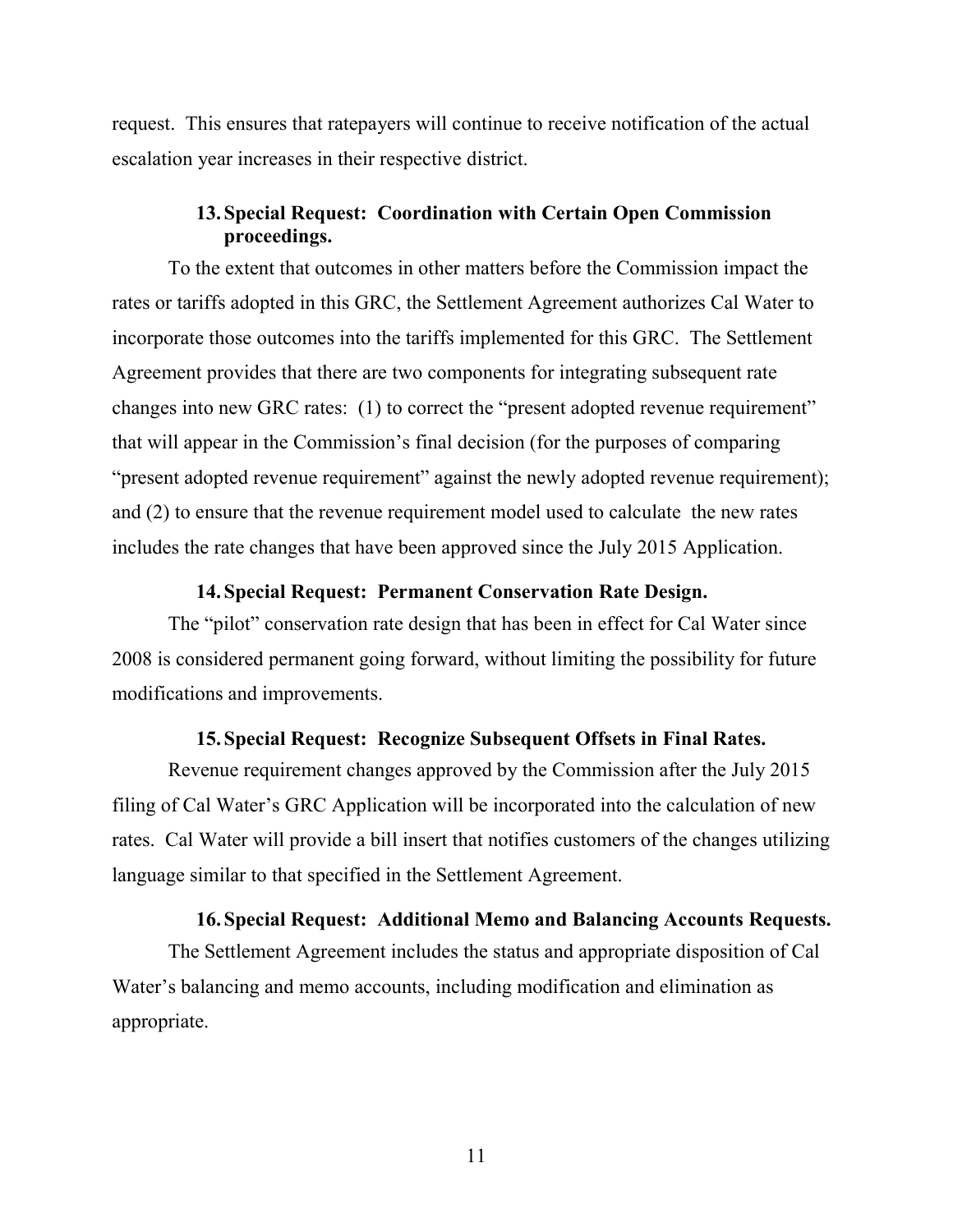request. This ensures that ratepayers will continue to receive notification of the actual escalation year increases in their respective district.

### 13. Special Request: Coordination with Certain Open Commission proceedings.

To the extent that outcomes in other matters before the Commission impact the rates or tariffs adopted in this GRC, the Settlement Agreement authorizes Cal Water to incorporate those outcomes into the tariffs implemented for this GRC. The Settlement Agreement provides that there are two components for integrating subsequent rate changes into new GRC rates: (1) to correct the "present adopted revenue requirement" that will appear in the Commission's final decision (for the purposes of comparing "present adopted revenue requirement" against the newly adopted revenue requirement); and (2) to ensure that the revenue requirement model used to calculate the new rates includes the rate changes that have been approved since the July 2015 Application.

### 14. Special Request: Permanent Conservation Rate Design.

The "pilot" conservation rate design that has been in effect for Cal Water since 2008 is considered permanent going forward, without limiting the possibility for future modifications and improvements.

### 15. Special Request: Recognize Subsequent Offsets in Final Rates.

Revenue requirement changes approved by the Commission after the July 2015 filing of Cal Water's GRC Application will be incorporated into the calculation of new rates. Cal Water will provide a bill insert that notifies customers of the changes utilizing language similar to that specified in the Settlement Agreement.

### 16. Special Request: Additional Memo and Balancing Accounts Requests.

The Settlement Agreement includes the status and appropriate disposition of Cal Water's balancing and memo accounts, including modification and elimination as appropriate.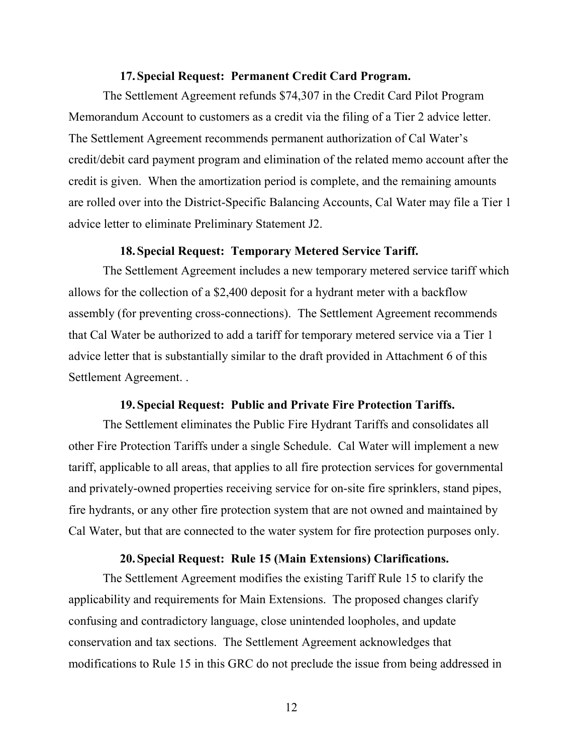#### 17. Special Request: Permanent Credit Card Program.

The Settlement Agreement refunds $74,307 in the Credit Card Pilot Program Memorandum Account to customers as a credit via the filing of a Tier 2 advice letter. The Settlement Agreement recommends permanent authorization of Cal Water's credit/debit card payment program and elimination of the related memo account after the credit is given. When the amortization period is complete, and the remaining amounts are rolled over into the District-Specific Balancing Accounts, Cal Water may file a Tier 1 advice letter to eliminate Preliminary Statement J2.

#### 18. Special Request: Temporary Metered Service Tariff.

The Settlement Agreement includes a new temporary metered service tariff which allows for the collection of a $2,400 deposit for a hydrant meter with a backflow assembly (for preventing cross-connections). The Settlement Agreement recommends that Cal Water be authorized to add a tariff for temporary metered service via a Tier 1 advice letter that is substantially similar to the draft provided in Attachment 6 of this Settlement Agreement. .

#### 19. Special Request: Public and Private Fire Protection Tariffs.

The Settlement eliminates the Public Fire Hydrant Tariffs and consolidates all other Fire Protection Tariffs under a single Schedule. Cal Water will implement a new tariff, applicable to all areas, that applies to all fire protection services for governmental and privately-owned properties receiving service for on-site fire sprinklers, stand pipes, fire hydrants, or any other fire protection system that are not owned and maintained by Cal Water, but that are connected to the water system for fire protection purposes only.

#### 20. Special Request: Rule 15 (Main Extensions) Clarifications.

The Settlement Agreement modifies the existing Tariff Rule 15 to clarify the applicability and requirements for Main Extensions. The proposed changes clarify confusing and contradictory language, close unintended loopholes, and update conservation and tax sections. The Settlement Agreement acknowledges that modifications to Rule 15 in this GRC do not preclude the issue from being addressed in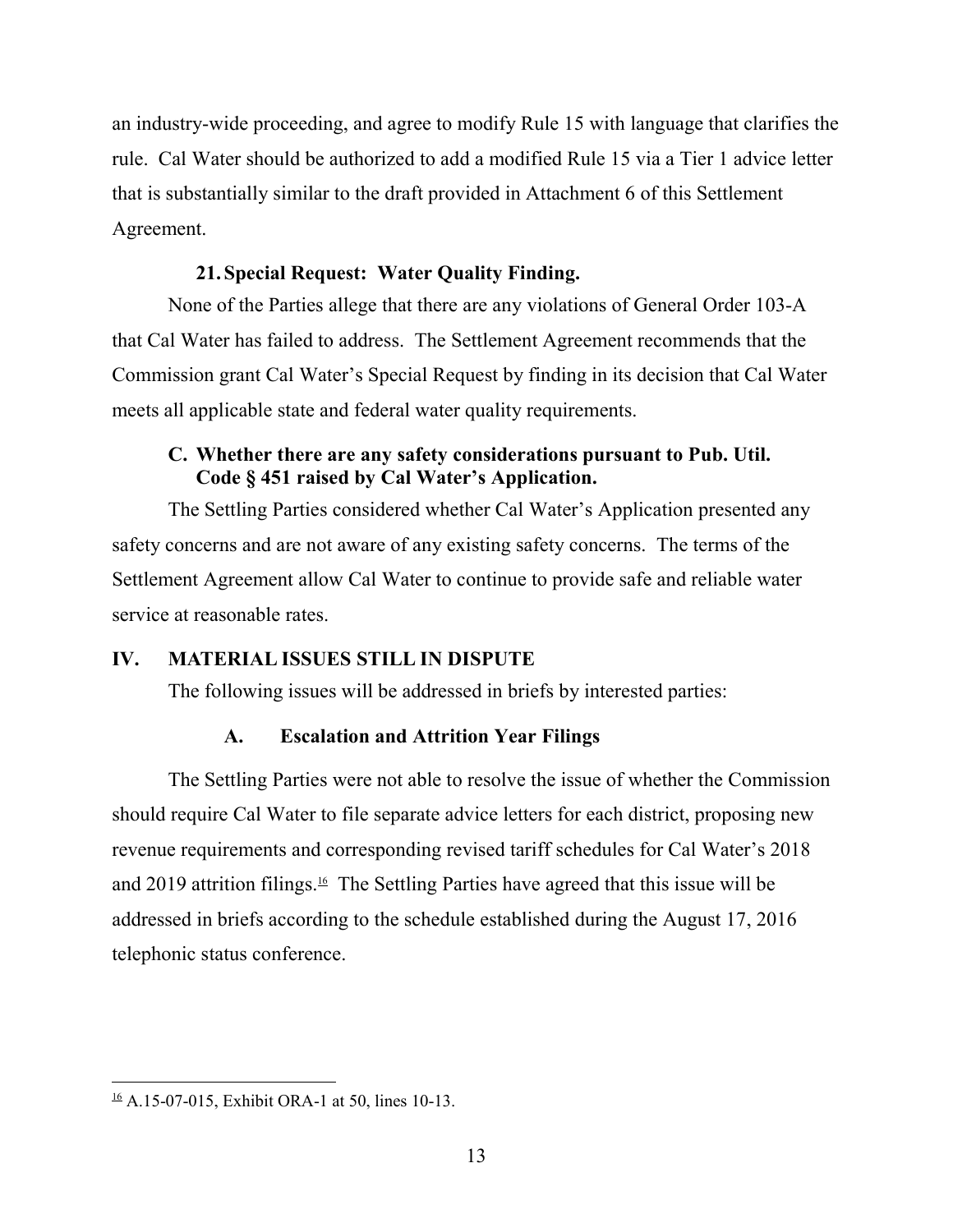an industry-wide proceeding, and agree to modify Rule 15 with language that clarifies the rule. Cal Water should be authorized to add a modified Rule 15 via a Tier 1 advice letter that is substantially similar to the draft provided in Attachment 6 of this Settlement Agreement.

#### 21. Special Request: Water Quality Finding.

None of the Parties allege that there are any violations of General Order 103-A that Cal Water has failed to address. The Settlement Agreement recommends that the Commission grant Cal Water's Special Request by finding in its decision that Cal Water meets all applicable state and federal water quality requirements.

### C. Whether there are any safety considerations pursuant to Pub. Util. Code § 451 raised by Cal Water's Application.

The Settling Parties considered whether Cal Water's Application presented any safety concerns and are not aware of any existing safety concerns. The terms of the Settlement Agreement allow Cal Water to continue to provide safe and reliable water service at reasonable rates.

## IV. MATERIAL ISSUES STILL IN DISPUTE

The following issues will be addressed in briefs by interested parties:

### A. Escalation and Attrition Year Filings

The Settling Parties were not able to resolve the issue of whether the Commission should require Cal Water to file separate advice letters for each district, proposing new revenue requirements and corresponding revised tariff schedules for Cal Water's 2018 and 2019 attrition filings.[16] The Settling Parties have agreed that this issue will be addressed in briefs according to the schedule established during the August 17, 2016 telephonic status conference.

---

[16] A.15-07-015, Exhibit ORA-1 at 50, lines 10-13.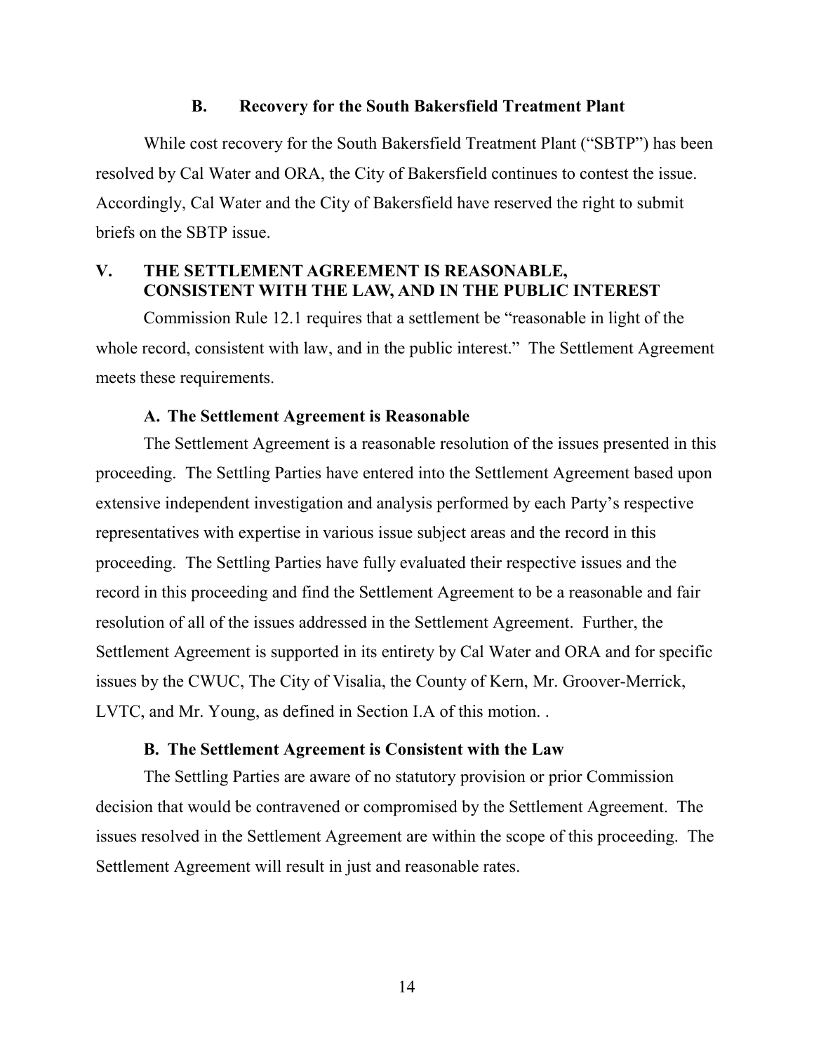### B. Recovery for the South Bakersfield Treatment Plant

While cost recovery for the South Bakersfield Treatment Plant ("SBTP") has been resolved by Cal Water and ORA, the City of Bakersfield continues to contest the issue. Accordingly, Cal Water and the City of Bakersfield have reserved the right to submit briefs on the SBTP issue.

## V. THE SETTLEMENT AGREEMENT IS REASONABLE, CONSISTENT WITH THE LAW, AND IN THE PUBLIC INTEREST

Commission Rule 12.1 requires that a settlement be "reasonable in light of the whole record, consistent with law, and in the public interest." The Settlement Agreement meets these requirements.

### A. The Settlement Agreement is Reasonable

The Settlement Agreement is a reasonable resolution of the issues presented in this proceeding. The Settling Parties have entered into the Settlement Agreement based upon extensive independent investigation and analysis performed by each Party's respective representatives with expertise in various issue subject areas and the record in this proceeding. The Settling Parties have fully evaluated their respective issues and the record in this proceeding and find the Settlement Agreement to be a reasonable and fair resolution of all of the issues addressed in the Settlement Agreement. Further, the Settlement Agreement is supported in its entirety by Cal Water and ORA and for specific issues by the CWUC, The City of Visalia, the County of Kern, Mr. Groover-Merrick, LVTC, and Mr. Young, as defined in Section I.A of this motion. .

### B. The Settlement Agreement is Consistent with the Law

The Settling Parties are aware of no statutory provision or prior Commission decision that would be contravened or compromised by the Settlement Agreement. The issues resolved in the Settlement Agreement are within the scope of this proceeding. The Settlement Agreement will result in just and reasonable rates.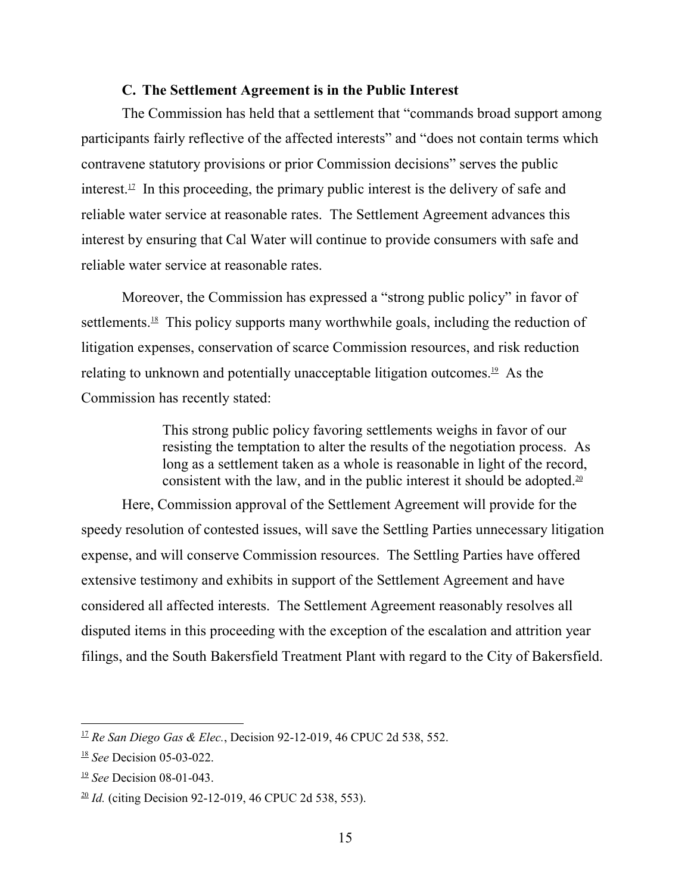### C. The Settlement Agreement is in the Public Interest

The Commission has held that a settlement that "commands broad support among participants fairly reflective of the affected interests" and "does not contain terms which contravene statutory provisions or prior Commission decisions" serves the public interest.[17] In this proceeding, the primary public interest is the delivery of safe and reliable water service at reasonable rates. The Settlement Agreement advances this interest by ensuring that Cal Water will continue to provide consumers with safe and reliable water service at reasonable rates.

Moreover, the Commission has expressed a "strong public policy" in favor of settlements.[18] This policy supports many worthwhile goals, including the reduction of litigation expenses, conservation of scarce Commission resources, and risk reduction relating to unknown and potentially unacceptable litigation outcomes.[19] As the Commission has recently stated:

> This strong public policy favoring settlements weighs in favor of our resisting the temptation to alter the results of the negotiation process. As long as a settlement taken as a whole is reasonable in light of the record, consistent with the law, and in the public interest it should be adopted.[20]

Here, Commission approval of the Settlement Agreement will provide for the speedy resolution of contested issues, will save the Settling Parties unnecessary litigation expense, and will conserve Commission resources. The Settling Parties have offered extensive testimony and exhibits in support of the Settlement Agreement and have considered all affected interests. The Settlement Agreement reasonably resolves all disputed items in this proceeding with the exception of the escalation and attrition year filings, and the South Bakersfield Treatment Plant with regard to the City of Bakersfield.

---

[17] *Re San Diego Gas & Elec.*, Decision 92-12-019, 46 CPUC 2d 538, 552.

[18] *See* Decision 05-03-022.

[19] *See* Decision 08-01-043.

[20] *Id.* (citing Decision 92-12-019, 46 CPUC 2d 538, 553).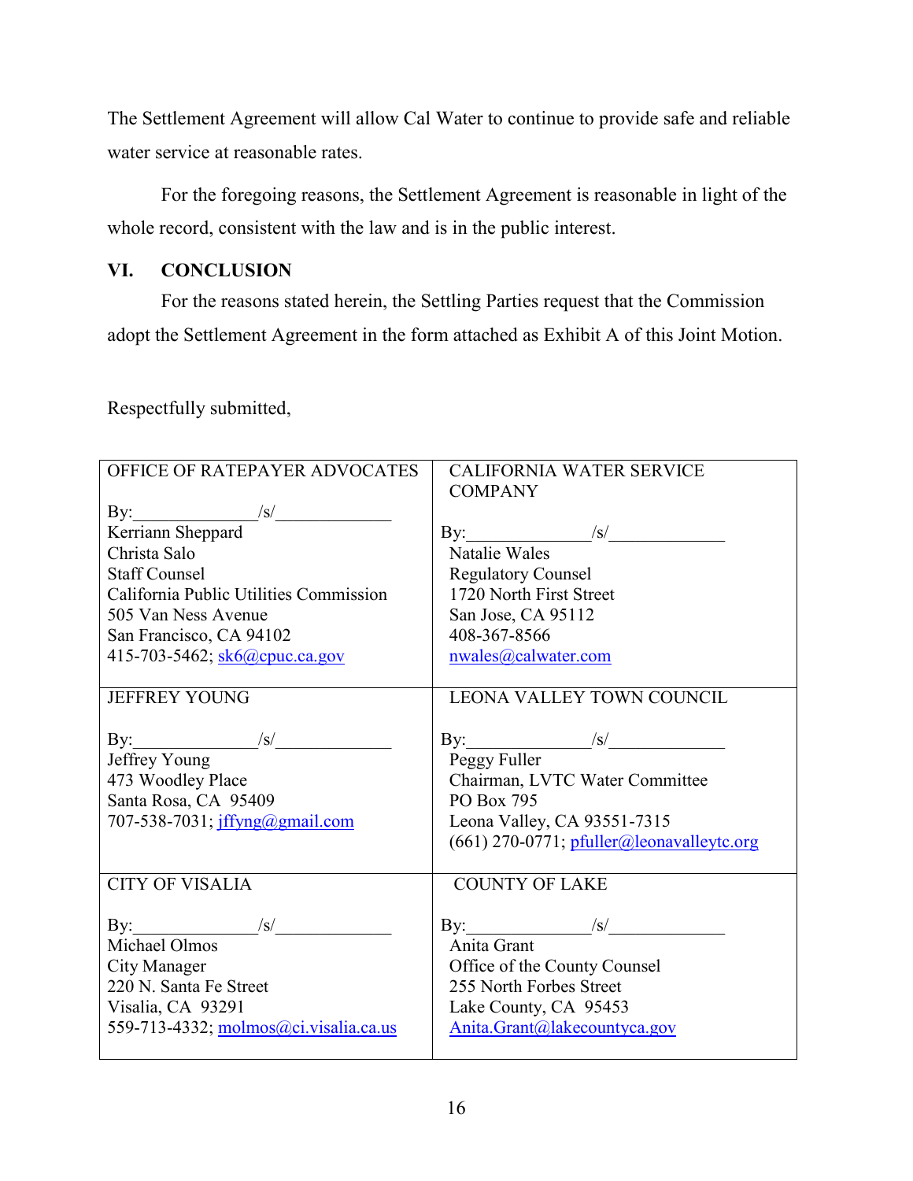The Settlement Agreement will allow Cal Water to continue to provide safe and reliable water service at reasonable rates.

For the foregoing reasons, the Settlement Agreement is reasonable in light of the whole record, consistent with the law and is in the public interest.

## VI. CONCLUSION

For the reasons stated herein, the Settling Parties request that the Commission adopt the Settlement Agreement in the form attached as Exhibit A of this Joint Motion.

Respectfully submitted,

| | |
|---|---|
| OFFICE OF RATEPAYER ADVOCATES<br><br>By:\_\_\_\_\_\_\_\_\_\_\_\_\_\_/s/\_\_\_\_\_\_\_\_\_\_\_\_\_\_<br>Kerriann Sheppard<br>Christa Salo<br>Staff Counsel<br>California Public Utilities Commission<br>505 Van Ness Avenue<br>San Francisco, CA 94102<br>415-703-5462; sk6@cpuc.ca.gov | CALIFORNIA WATER SERVICE COMPANY<br><br>By:\_\_\_\_\_\_\_\_\_\_\_\_\_\_/s/\_\_\_\_\_\_\_\_\_\_\_\_\_\_<br>Natalie Wales<br>Regulatory Counsel<br>1720 North First Street<br>San Jose, CA 95112<br>408-367-8566<br>nwales@calwater.com |
| JEFFREY YOUNG<br><br>By:\_\_\_\_\_\_\_\_\_\_\_\_\_\_/s/\_\_\_\_\_\_\_\_\_\_\_\_\_\_<br>Jeffrey Young<br>473 Woodley Place<br>Santa Rosa, CA 95409<br>707-538-7031; jffyng@gmail.com | LEONA VALLEY TOWN COUNCIL<br><br>By:\_\_\_\_\_\_\_\_\_\_\_\_\_\_/s/\_\_\_\_\_\_\_\_\_\_\_\_\_\_<br>Peggy Fuller<br>Chairman, LVTC Water Committee<br>PO Box 795<br>Leona Valley, CA 93551-7315<br>(661) 270-0771; pfuller@leonavalleytc.org |
| CITY OF VISALIA<br><br>By:\_\_\_\_\_\_\_\_\_\_\_\_\_\_/s/\_\_\_\_\_\_\_\_\_\_\_\_\_\_<br>Michael Olmos<br>City Manager<br>220 N. Santa Fe Street<br>Visalia, CA 93291<br>559-713-4332; molmos@ci.visalia.ca.us | COUNTY OF LAKE<br><br>By:\_\_\_\_\_\_\_\_\_\_\_\_\_\_/s/\_\_\_\_\_\_\_\_\_\_\_\_\_\_<br>Anita Grant<br>Office of the County Counsel<br>255 North Forbes Street<br>Lake County, CA 95453<br>Anita.Grant@lakecountyca.gov |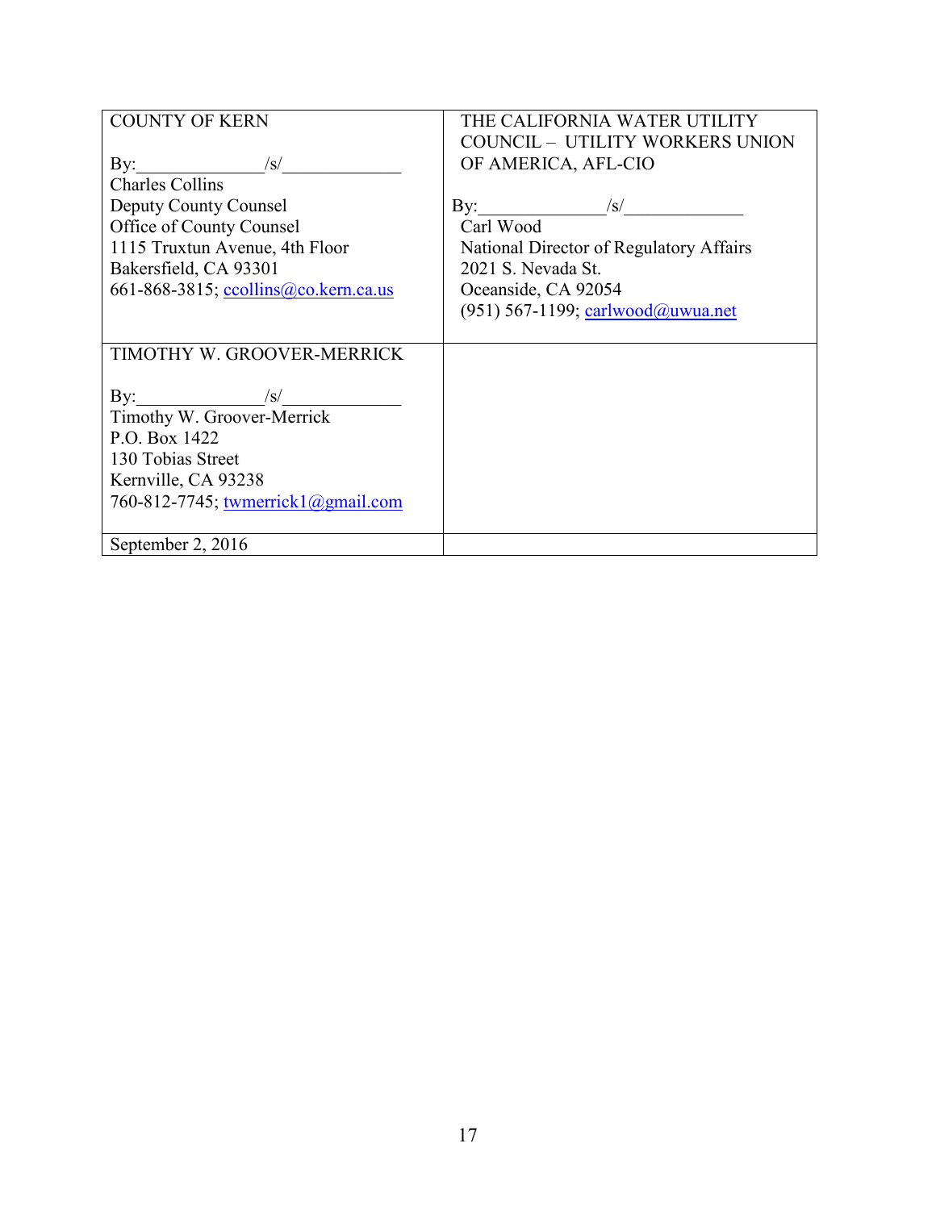| | |
|---|---|
| COUNTY OF KERN<br><br>By:______________/s/_____________<br>Charles Collins<br>Deputy County Counsel<br>Office of County Counsel<br>1115 Truxtun Avenue, 4th Floor<br>Bakersfield, CA 93301<br>661-868-3815; ccollins@co.kern.ca.us | THE CALIFORNIA WATER UTILITY COUNCIL – UTILITY WORKERS UNION OF AMERICA, AFL-CIO<br><br>By:______________/s/_____________<br>Carl Wood<br>National Director of Regulatory Affairs<br>2021 S. Nevada St.<br>Oceanside, CA 92054<br>(951) 567-1199; carlwood@uwua.net |
| TIMOTHY W. GROOVER-MERRICK<br><br>By:______________/s/_____________<br>Timothy W. Groover-Merrick<br>P.O. Box 1422<br>130 Tobias Street<br>Kernville, CA 93238<br>760-812-7745; twmerrick1@gmail.com | |
| September 2, 2016 | |